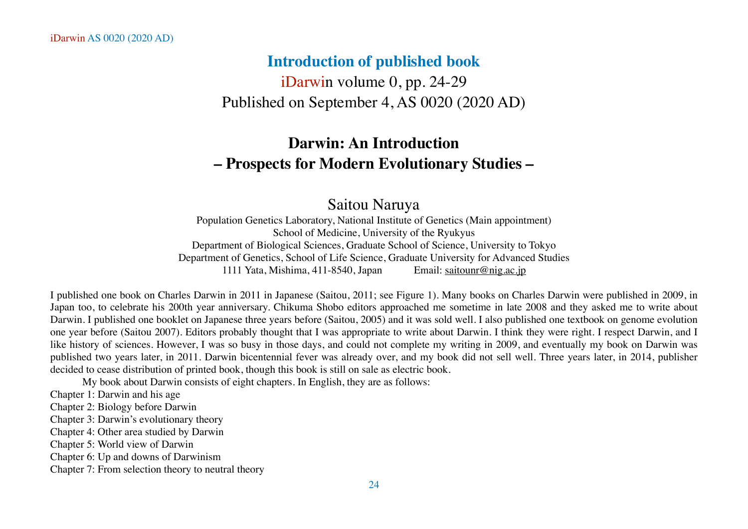## Introduction of published book

iDarwin volume 0, pp. 24-29
Published on September 4, AS 0020 (2020 AD)

# Darwin: An Introduction
# – Prospects for Modern Evolutionary Studies –

Saitou Naruya

Population Genetics Laboratory, National Institute of Genetics (Main appointment)
School of Medicine, University of the Ryukyus
Department of Biological Sciences, Graduate School of Science, University to Tokyo
Department of Genetics, School of Life Science, Graduate University for Advanced Studies
1111 Yata, Mishima, 411-8540, Japan Email: saitounr@nig.ac.jp

I published one book on Charles Darwin in 2011 in Japanese (Saitou, 2011; see Figure 1). Many books on Charles Darwin were published in 2009, in Japan too, to celebrate his 200th year anniversary. Chikuma Shobo editors approached me sometime in late 2008 and they asked me to write about Darwin. I published one booklet on Japanese three years before (Saitou, 2005) and it was sold well. I also published one textbook on genome evolution one year before (Saitou 2007). Editors probably thought that I was appropriate to write about Darwin. I think they were right. I respect Darwin, and I like history of sciences. However, I was so busy in those days, and could not complete my writing in 2009, and eventually my book on Darwin was published two years later, in 2011. Darwin bicentennial fever was already over, and my book did not sell well. Three years later, in 2014, publisher decided to cease distribution of printed book, though this book is still on sale as electric book.

My book about Darwin consists of eight chapters. In English, they are as follows:

Chapter 1: Darwin and his age
Chapter 2: Biology before Darwin
Chapter 3: Darwin's evolutionary theory
Chapter 4: Other area studied by Darwin
Chapter 5: World view of Darwin
Chapter 6: Up and downs of Darwinism
Chapter 7: From selection theory to neutral theory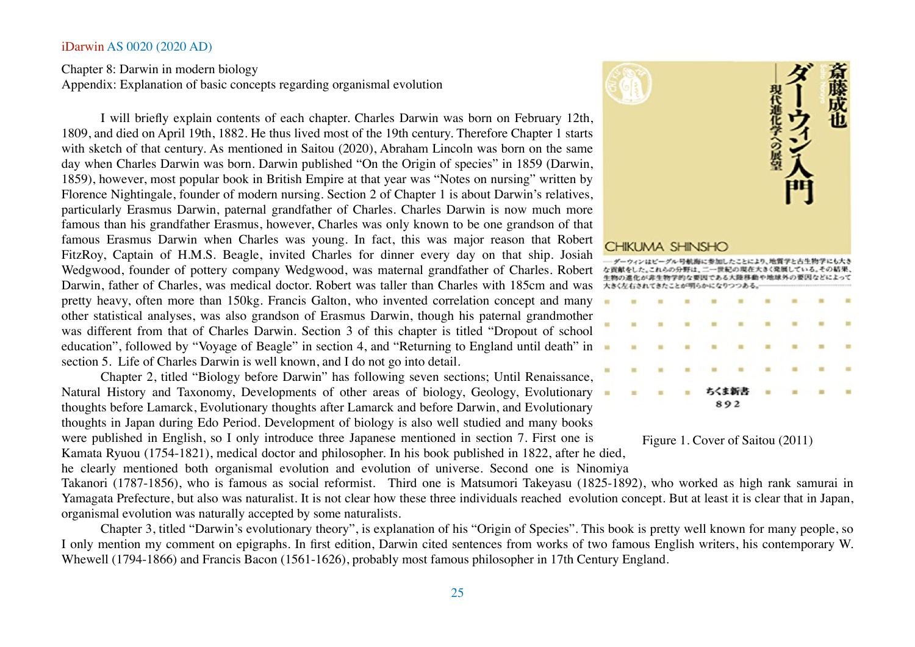Chapter 8: Darwin in modern biology
Appendix: Explanation of basic concepts regarding organismal evolution

I will briefly explain contents of each chapter. Charles Darwin was born on February 12th, 1809, and died on April 19th, 1882. He thus lived most of the 19th century. Therefore Chapter 1 starts with sketch of that century. As mentioned in Saitou (2020), Abraham Lincoln was born on the same day when Charles Darwin was born. Darwin published "On the Origin of species" in 1859 (Darwin, 1859), however, most popular book in British Empire at that year was "Notes on nursing" written by Florence Nightingale, founder of modern nursing. Section 2 of Chapter 1 is about Darwin's relatives, particularly Erasmus Darwin, paternal grandfather of Charles. Charles Darwin is now much more famous than his grandfather Erasmus, however, Charles was only known to be one grandson of that famous Erasmus Darwin when Charles was young. In fact, this was major reason that Robert FitzRoy, Captain of H.M.S. Beagle, invited Charles for dinner every day on that ship. Josiah Wedgwood, founder of pottery company Wedgwood, was maternal grandfather of Charles. Robert Darwin, father of Charles, was medical doctor. Robert was taller than Charles with 185cm and was pretty heavy, often more than 150kg. Francis Galton, who invented correlation concept and many other statistical analyses, was also grandson of Erasmus Darwin, though his paternal grandmother was different from that of Charles Darwin. Section 3 of this chapter is titled "Dropout of school education", followed by "Voyage of Beagle" in section 4, and "Returning to England until death" in section 5. Life of Charles Darwin is well known, and I do not go into detail.

Chapter 2, titled "Biology before Darwin" has following seven sections; Until Renaissance, Natural History and Taxonomy, Developments of other areas of biology, Geology, Evolutionary thoughts before Lamarck, Evolutionary thoughts after Lamarck and before Darwin, and Evolutionary thoughts in Japan during Edo Period. Development of biology is also well studied and many books were published in English, so I only introduce three Japanese mentioned in section 7. First one is Kamata Ryuou (1754-1821), medical doctor and philosopher. In his book published in 1822, after he died, he clearly mentioned both organismal evolution and evolution of universe. Second one is Ninomiya Takanori (1787-1856), who is famous as social reformist. Third one is Matsumori Takeyasu (1825-1892), who worked as high rank samurai in Yamagata Prefecture, but also was naturalist. It is not clear how these three individuals reached evolution concept. But at least it is clear that in Japan, organismal evolution was naturally accepted by some naturalists.

斎藤成也
Saitou Naruya
ダーウィン入門
現代進化学への展望
CHIKUMA SHINSHO
ダーウィンはビーグル号航海に参加したことにより、地質学と古生物学にも大きな貢献をした。これらの分野は、二一世紀の現在大きく発展している。その結果、生物の進化が非生物学的な要因である大陸移動や地球外の要因などによって大きく左右されてきたことが明らかになりつつある。
ちくま新書
892

Figure 1. Cover of Saitou (2011)

Chapter 3, titled "Darwin's evolutionary theory", is explanation of his "Origin of Species". This book is pretty well known for many people, so I only mention my comment on epigraphs. In first edition, Darwin cited sentences from works of two famous English writers, his contemporary W. Whewell (1794-1866) and Francis Bacon (1561-1626), probably most famous philosopher in 17th Century England.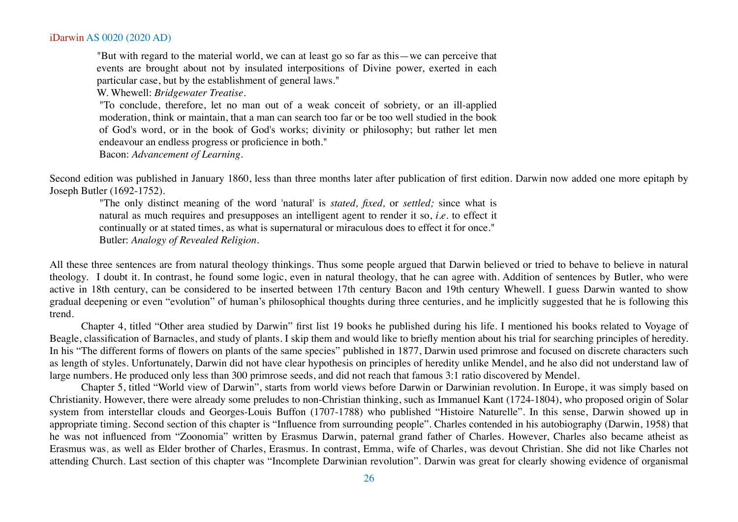> "But with regard to the material world, we can at least go so far as this—we can perceive that events are brought about not by insulated interpositions of Divine power, exerted in each particular case, but by the establishment of general laws."
> W. Whewell: *Bridgewater Treatise*.
>
> "To conclude, therefore, let no man out of a weak conceit of sobriety, or an ill-applied moderation, think or maintain, that a man can search too far or be too well studied in the book of God's word, or in the book of God's works; divinity or philosophy; but rather let men endeavour an endless progress or proficience in both."
> Bacon: *Advancement of Learning*.

Second edition was published in January 1860, less than three months later after publication of first edition. Darwin now added one more epitaph by Joseph Butler (1692-1752).

> "The only distinct meaning of the word 'natural' is *stated, fixed,* or *settled;* since what is natural as much requires and presupposes an intelligent agent to render it so, *i.e.* to effect it continually or at stated times, as what is supernatural or miraculous does to effect it for once."
> Butler: *Analogy of Revealed Religion*.

All these three sentences are from natural theology thinkings. Thus some people argued that Darwin believed or tried to behave to believe in natural theology. I doubt it. In contrast, he found some logic, even in natural theology, that he can agree with. Addition of sentences by Butler, who were active in 18th century, can be considered to be inserted between 17th century Bacon and 19th century Whewell. I guess Darwin wanted to show gradual deepening or even "evolution" of human's philosophical thoughts during three centuries, and he implicitly suggested that he is following this trend.

Chapter 4, titled "Other area studied by Darwin" first list 19 books he published during his life. I mentioned his books related to Voyage of Beagle, classification of Barnacles, and study of plants. I skip them and would like to briefly mention about his trial for searching principles of heredity. In his "The different forms of flowers on plants of the same species" published in 1877, Darwin used primrose and focused on discrete characters such as length of styles. Unfortunately, Darwin did not have clear hypothesis on principles of heredity unlike Mendel, and he also did not understand law of large numbers. He produced only less than 300 primrose seeds, and did not reach that famous 3:1 ratio discovered by Mendel.

Chapter 5, titled "World view of Darwin", starts from world views before Darwin or Darwinian revolution. In Europe, it was simply based on Christianity. However, there were already some preludes to non-Christian thinking, such as Immanuel Kant (1724-1804), who proposed origin of Solar system from interstellar clouds and Georges-Louis Buffon (1707-1788) who published "Histoire Naturelle". In this sense, Darwin showed up in appropriate timing. Second section of this chapter is "Influence from surrounding people". Charles contended in his autobiography (Darwin, 1958) that he was not influenced from "Zoonomia" written by Erasmus Darwin, paternal grand father of Charles. However, Charles also became atheist as Erasmus was, as well as Elder brother of Charles, Erasmus. In contrast, Emma, wife of Charles, was devout Christian. She did not like Charles not attending Church. Last section of this chapter was "Incomplete Darwinian revolution". Darwin was great for clearly showing evidence of organismal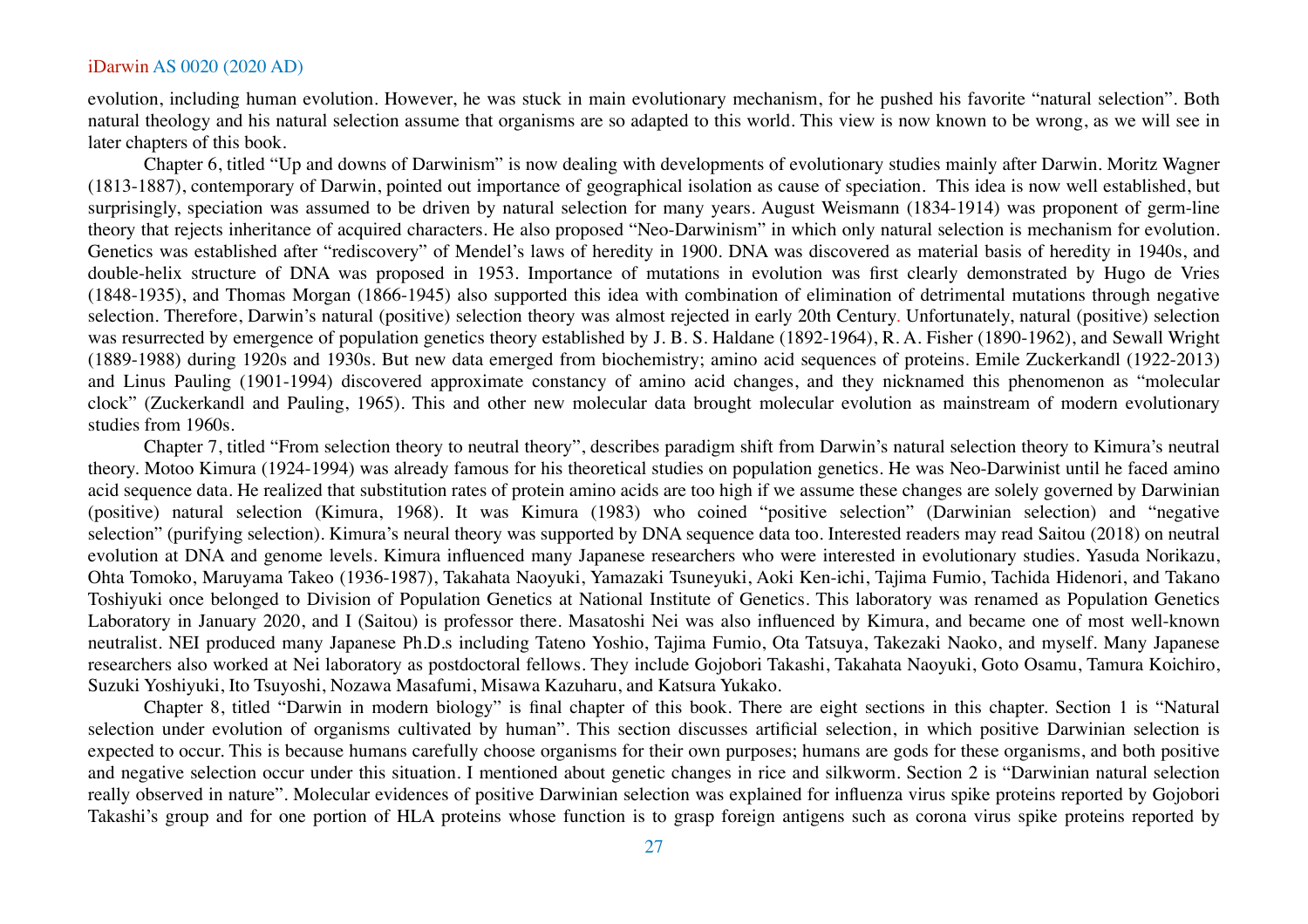evolution, including human evolution. However, he was stuck in main evolutionary mechanism, for he pushed his favorite "natural selection". Both natural theology and his natural selection assume that organisms are so adapted to this world. This view is now known to be wrong, as we will see in later chapters of this book.

Chapter 6, titled "Up and downs of Darwinism" is now dealing with developments of evolutionary studies mainly after Darwin. Moritz Wagner (1813-1887), contemporary of Darwin, pointed out importance of geographical isolation as cause of speciation. This idea is now well established, but surprisingly, speciation was assumed to be driven by natural selection for many years. August Weismann (1834-1914) was proponent of germ-line theory that rejects inheritance of acquired characters. He also proposed "Neo-Darwinism" in which only natural selection is mechanism for evolution. Genetics was established after "rediscovery" of Mendel's laws of heredity in 1900. DNA was discovered as material basis of heredity in 1940s, and double-helix structure of DNA was proposed in 1953. Importance of mutations in evolution was first clearly demonstrated by Hugo de Vries (1848-1935), and Thomas Morgan (1866-1945) also supported this idea with combination of elimination of detrimental mutations through negative selection. Therefore, Darwin's natural (positive) selection theory was almost rejected in early 20th Century. Unfortunately, natural (positive) selection was resurrected by emergence of population genetics theory established by J. B. S. Haldane (1892-1964), R. A. Fisher (1890-1962), and Sewall Wright (1889-1988) during 1920s and 1930s. But new data emerged from biochemistry; amino acid sequences of proteins. Emile Zuckerkandl (1922-2013) and Linus Pauling (1901-1994) discovered approximate constancy of amino acid changes, and they nicknamed this phenomenon as "molecular clock" (Zuckerkandl and Pauling, 1965). This and other new molecular data brought molecular evolution as mainstream of modern evolutionary studies from 1960s.

Chapter 7, titled "From selection theory to neutral theory", describes paradigm shift from Darwin's natural selection theory to Kimura's neutral theory. Motoo Kimura (1924-1994) was already famous for his theoretical studies on population genetics. He was Neo-Darwinist until he faced amino acid sequence data. He realized that substitution rates of protein amino acids are too high if we assume these changes are solely governed by Darwinian (positive) natural selection (Kimura, 1968). It was Kimura (1983) who coined "positive selection" (Darwinian selection) and "negative selection" (purifying selection). Kimura's neural theory was supported by DNA sequence data too. Interested readers may read Saitou (2018) on neutral evolution at DNA and genome levels. Kimura influenced many Japanese researchers who were interested in evolutionary studies. Yasuda Norikazu, Ohta Tomoko, Maruyama Takeo (1936-1987), Takahata Naoyuki, Yamazaki Tsuneyuki, Aoki Ken-ichi, Tajima Fumio, Tachida Hidenori, and Takano Toshiyuki once belonged to Division of Population Genetics at National Institute of Genetics. This laboratory was renamed as Population Genetics Laboratory in January 2020, and I (Saitou) is professor there. Masatoshi Nei was also influenced by Kimura, and became one of most well-known neutralist. NEI produced many Japanese Ph.D.s including Tateno Yoshio, Tajima Fumio, Ota Tatsuya, Takezaki Naoko, and myself. Many Japanese researchers also worked at Nei laboratory as postdoctoral fellows. They include Gojobori Takashi, Takahata Naoyuki, Goto Osamu, Tamura Koichiro, Suzuki Yoshiyuki, Ito Tsuyoshi, Nozawa Masafumi, Misawa Kazuharu, and Katsura Yukako.

Chapter 8, titled "Darwin in modern biology" is final chapter of this book. There are eight sections in this chapter. Section 1 is "Natural selection under evolution of organisms cultivated by human". This section discusses artificial selection, in which positive Darwinian selection is expected to occur. This is because humans carefully choose organisms for their own purposes; humans are gods for these organisms, and both positive and negative selection occur under this situation. I mentioned about genetic changes in rice and silkworm. Section 2 is "Darwinian natural selection really observed in nature". Molecular evidences of positive Darwinian selection was explained for influenza virus spike proteins reported by Gojobori Takashi's group and for one portion of HLA proteins whose function is to grasp foreign antigens such as corona virus spike proteins reported by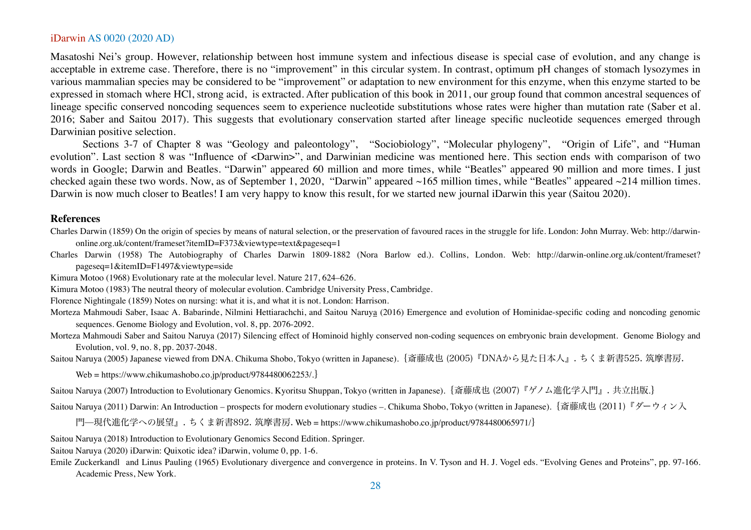Masatoshi Nei's group. However, relationship between host immune system and infectious disease is special case of evolution, and any change is acceptable in extreme case. Therefore, there is no "improvement" in this circular system. In contrast, optimum pH changes of stomach lysozymes in various mammalian species may be considered to be "improvement" or adaptation to new environment for this enzyme, when this enzyme started to be expressed in stomach where HCl, strong acid, is extracted. After publication of this book in 2011, our group found that common ancestral sequences of lineage specific conserved noncoding sequences seem to experience nucleotide substitutions whose rates were higher than mutation rate (Saber et al. 2016; Saber and Saitou 2017). This suggests that evolutionary conservation started after lineage specific nucleotide sequences emerged through Darwinian positive selection.

Sections 3-7 of Chapter 8 was "Geology and paleontology", "Sociobiology", "Molecular phylogeny", "Origin of Life", and "Human evolution". Last section 8 was "Influence of <Darwin>", and Darwinian medicine was mentioned here. This section ends with comparison of two words in Google; Darwin and Beatles. "Darwin" appeared 60 million and more times, while "Beatles" appeared 90 million and more times. I just checked again these two words. Now, as of September 1, 2020, "Darwin" appeared ~165 million times, while "Beatles" appeared ~214 million times. Darwin is now much closer to Beatles! I am very happy to know this result, for we started new journal iDarwin this year (Saitou 2020).

**References**

Charles Darwin (1859) On the origin of species by means of natural selection, or the preservation of favoured races in the struggle for life. London: John Murray. Web: http://darwin-online.org.uk/content/frameset?itemID=F373&viewtype=text&pageseq=1

Charles Darwin (1958) The Autobiography of Charles Darwin 1809-1882 (Nora Barlow ed.). Collins, London. Web: http://darwin-online.org.uk/content/frameset?pageseq=1&itemID=F1497&viewtype=side

Kimura Motoo (1968) Evolutionary rate at the molecular level. Nature 217, 624–626.

Kimura Motoo (1983) The neutral theory of molecular evolution. Cambridge University Press, Cambridge.

Florence Nightingale (1859) Notes on nursing: what it is, and what it is not. London: Harrison.

Morteza Mahmoudi Saber, Isaac A. Babarinde, Nilmini Hettiarachchi, and Saitou Naruya (2016) Emergence and evolution of Hominidae-specific coding and noncoding genomic sequences. Genome Biology and Evolution, vol. 8, pp. 2076-2092.

Morteza Mahmoudi Saber and Saitou Naruya (2017) Silencing effect of Hominoid highly conserved non-coding sequences on embryonic brain development. Genome Biology and Evolution, vol. 9, no. 8, pp. 2037-2048.

Saitou Naruya (2005) Japanese viewed from DNA. Chikuma Shobo, Tokyo (written in Japanese). {斎藤成也 (2005)『DNAから見た日本人』. ちくま新書525. 筑摩書房. Web = https://www.chikumashobo.co.jp/product/9784480062253/.}

Saitou Naruya (2007) Introduction to Evolutionary Genomics. Kyoritsu Shuppan, Tokyo (written in Japanese). {斎藤成也 (2007)『ゲノム進化学入門』. 共立出版.}

Saitou Naruya (2011) Darwin: An Introduction – prospects for modern evolutionary studies –. Chikuma Shobo, Tokyo (written in Japanese). {斎藤成也 (2011)『ダーウィン入門—現代進化学への展望』. ちくま新書892. 筑摩書房. Web = https://www.chikumashobo.co.jp/product/9784480065971/}

Saitou Naruya (2018) Introduction to Evolutionary Genomics Second Edition. Springer.

Saitou Naruya (2020) iDarwin: Quixotic idea? iDarwin, volume 0, pp. 1-6.

Emile Zuckerkandl and Linus Pauling (1965) Evolutionary divergence and convergence in proteins. In V. Tyson and H. J. Vogel eds. "Evolving Genes and Proteins", pp. 97-166. Academic Press, New York.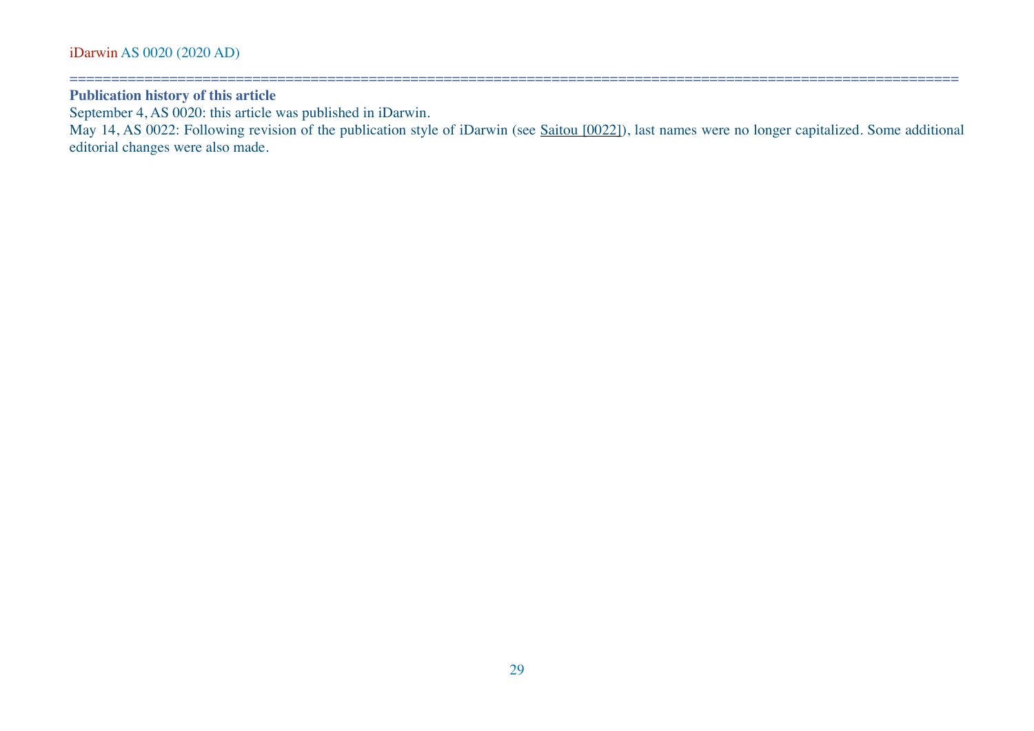==================================================================================================

**Publication history of this article**

September 4, AS 0020: this article was published in iDarwin.

May 14, AS 0022: Following revision of the publication style of iDarwin (see Saitou [0022]), last names were no longer capitalized. Some additional editorial changes were also made.